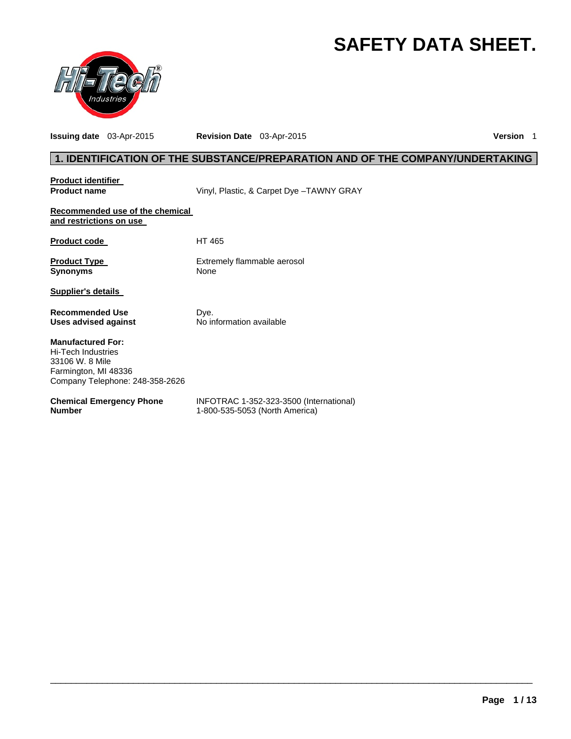# SAFETY DATA SHEET.

**Issuing date** 03-Apr-2015 **Revision Date** 03-Apr-2015 **Version** 1

## 1. IDENTIFICATION OF THE SUBSTANCE/PREPARATION AND OF THE COMPANY/UNDERTAKING

**Product identifier**

**Product name** Vinyl, Plastic, & Carpet Dye –TAWNY GRAY

**Recommended use of the chemical and restrictions on use**

**Product code** HT 465

**Product Type** Extremely flammable aerosol

**Synonyms** None

**Supplier's details**

**Recommended Use** Dye.

**Uses advised against** No information available

**Manufactured For:**
Hi-Tech Industries
33106 W. 8 Mile
Farmington, MI 48336
Company Telephone: 248-358-2626

**Chemical Emergency Phone Number** INFOTRAC 1-352-323-3500 (International)
1-800-535-5053 (North America)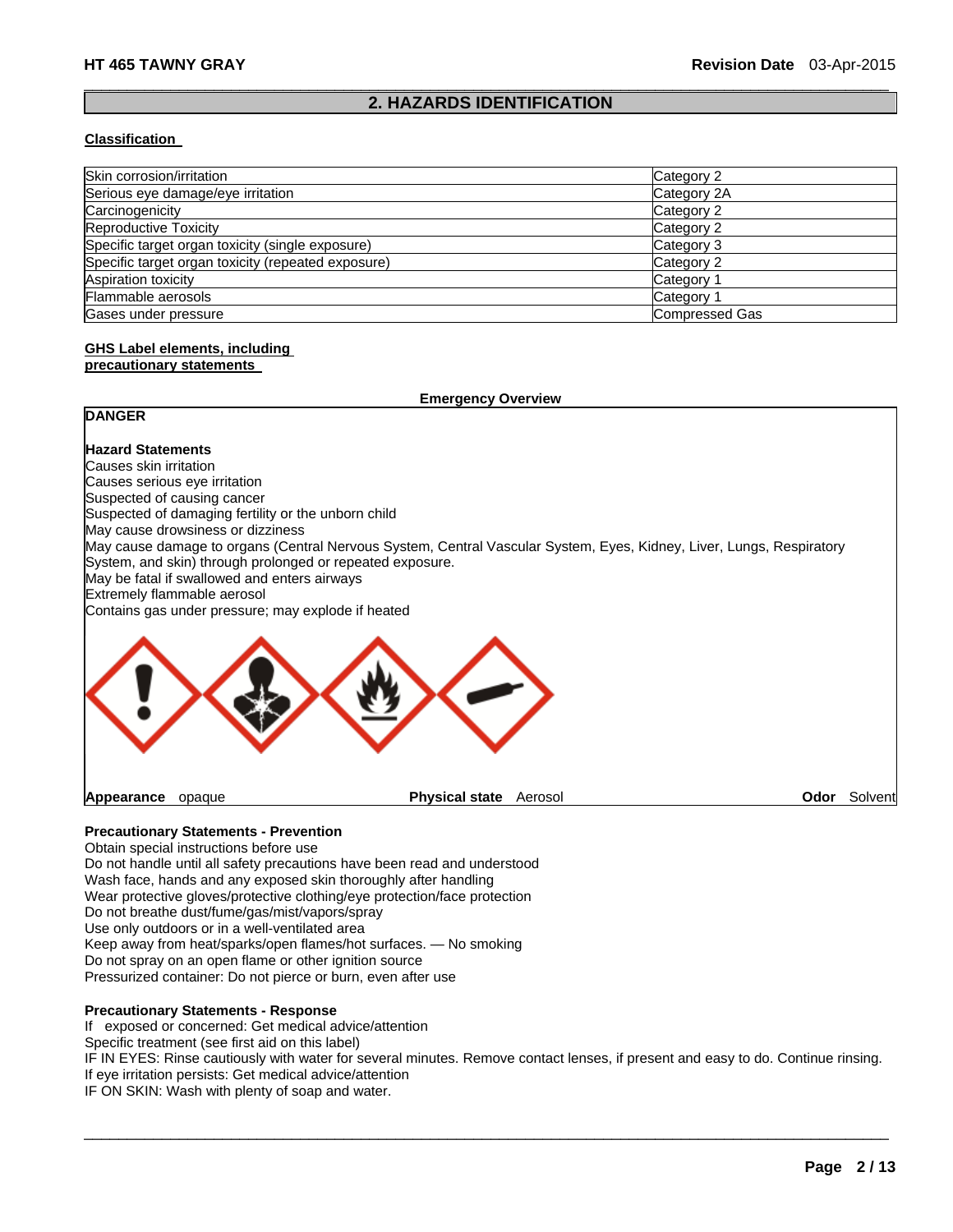## 2. HAZARDS IDENTIFICATION

**Classification**

| | |
|---|---|
| Skin corrosion/irritation | Category 2 |
| Serious eye damage/eye irritation | Category 2A |
| Carcinogenicity | Category 2 |
| Reproductive Toxicity | Category 2 |
| Specific target organ toxicity (single exposure) | Category 3 |
| Specific target organ toxicity (repeated exposure) | Category 2 |
| Aspiration toxicity | Category 1 |
| Flammable aerosols | Category 1 |
| Gases under pressure | Compressed Gas |

**GHS Label elements, including precautionary statements**

**Emergency Overview**

**DANGER**

**Hazard Statements**

Causes skin irritation
Causes serious eye irritation
Suspected of causing cancer
Suspected of damaging fertility or the unborn child
May cause drowsiness or dizziness
May cause damage to organs (Central Nervous System, Central Vascular System, Eyes, Kidney, Liver, Lungs, Respiratory System, and skin) through prolonged or repeated exposure.
May be fatal if swallowed and enters airways
Extremely flammable aerosol
Contains gas under pressure; may explode if heated

**Appearance** opaque **Physical state** Aerosol **Odor** Solvent

**Precautionary Statements - Prevention**

Obtain special instructions before use
Do not handle until all safety precautions have been read and understood
Wash face, hands and any exposed skin thoroughly after handling
Wear protective gloves/protective clothing/eye protection/face protection
Do not breathe dust/fume/gas/mist/vapors/spray
Use only outdoors or in a well-ventilated area
Keep away from heat/sparks/open flames/hot surfaces. — No smoking
Do not spray on an open flame or other ignition source
Pressurized container: Do not pierce or burn, even after use

**Precautionary Statements - Response**

If exposed or concerned: Get medical advice/attention
Specific treatment (see first aid on this label)
IF IN EYES: Rinse cautiously with water for several minutes. Remove contact lenses, if present and easy to do. Continue rinsing.
If eye irritation persists: Get medical advice/attention
IF ON SKIN: Wash with plenty of soap and water.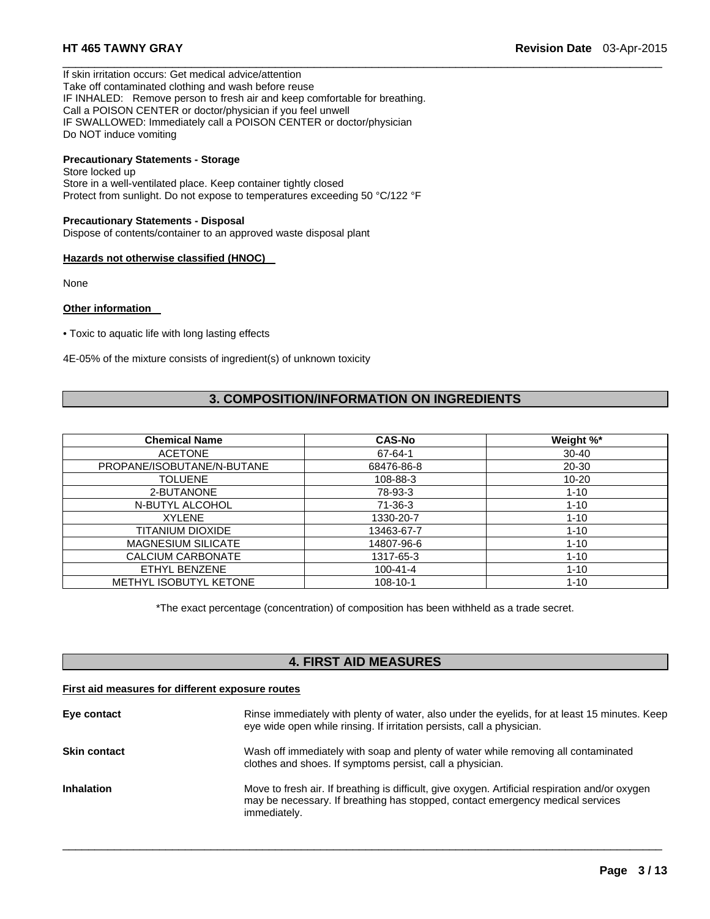If skin irritation occurs: Get medical advice/attention
Take off contaminated clothing and wash before reuse
IF INHALED: Remove person to fresh air and keep comfortable for breathing.
Call a POISON CENTER or doctor/physician if you feel unwell
IF SWALLOWED: Immediately call a POISON CENTER or doctor/physician
Do NOT induce vomiting

**Precautionary Statements - Storage**
Store locked up
Store in a well-ventilated place. Keep container tightly closed
Protect from sunlight. Do not expose to temperatures exceeding 50 °C/122 °F

**Precautionary Statements - Disposal**
Dispose of contents/container to an approved waste disposal plant

**Hazards not otherwise classified (HNOC)**

None

**Other information**

- Toxic to aquatic life with long lasting effects

4E-05% of the mixture consists of ingredient(s) of unknown toxicity

## 3. COMPOSITION/INFORMATION ON INGREDIENTS

| Chemical Name | CAS-No | Weight %* |
|---|---|---|
| ACETONE | 67-64-1 | 30-40 |
| PROPANE/ISOBUTANE/N-BUTANE | 68476-86-8 | 20-30 |
| TOLUENE | 108-88-3 | 10-20 |
| 2-BUTANONE | 78-93-3 | 1-10 |
| N-BUTYL ALCOHOL | 71-36-3 | 1-10 |
| XYLENE | 1330-20-7 | 1-10 |
| TITANIUM DIOXIDE | 13463-67-7 | 1-10 |
| MAGNESIUM SILICATE | 14807-96-6 | 1-10 |
| CALCIUM CARBONATE | 1317-65-3 | 1-10 |
| ETHYL BENZENE | 100-41-4 | 1-10 |
| METHYL ISOBUTYL KETONE | 108-10-1 | 1-10 |

*The exact percentage (concentration) of composition has been withheld as a trade secret.

## 4. FIRST AID MEASURES

**First aid measures for different exposure routes**

**Eye contact**
Rinse immediately with plenty of water, also under the eyelids, for at least 15 minutes. Keep eye wide open while rinsing. If irritation persists, call a physician.

**Skin contact**
Wash off immediately with soap and plenty of water while removing all contaminated clothes and shoes. If symptoms persist, call a physician.

**Inhalation**
Move to fresh air. If breathing is difficult, give oxygen. Artificial respiration and/or oxygen may be necessary. If breathing has stopped, contact emergency medical services immediately.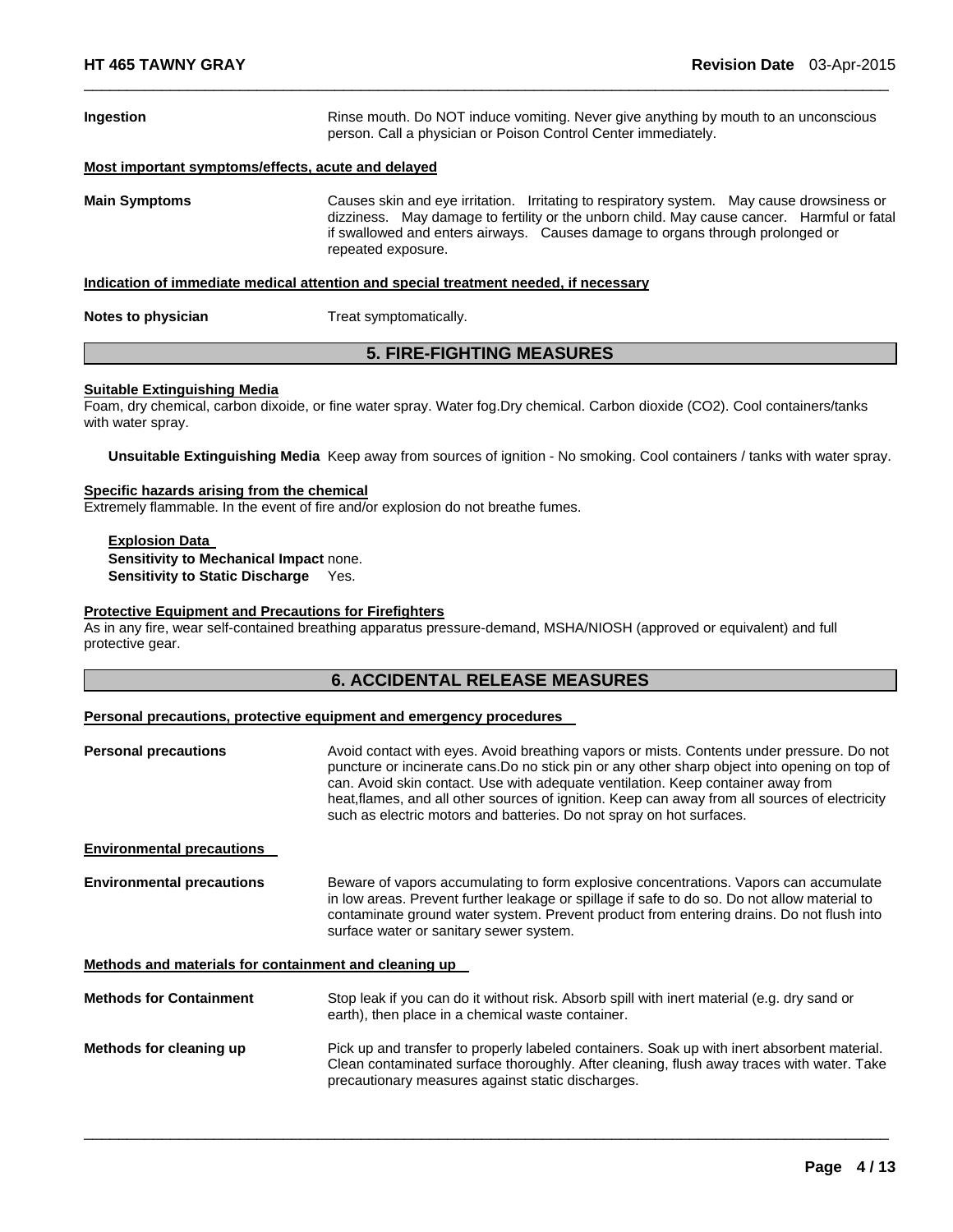**Ingestion** Rinse mouth. Do NOT induce vomiting. Never give anything by mouth to an unconscious person. Call a physician or Poison Control Center immediately.

**Most important symptoms/effects, acute and delayed**

**Main Symptoms** Causes skin and eye irritation. Irritating to respiratory system. May cause drowsiness or dizziness. May damage to fertility or the unborn child. May cause cancer. Harmful or fatal if swallowed and enters airways. Causes damage to organs through prolonged or repeated exposure.

**Indication of immediate medical attention and special treatment needed, if necessary**

**Notes to physician** Treat symptomatically.

## 5. FIRE-FIGHTING MEASURES

**Suitable Extinguishing Media**

Foam, dry chemical, carbon dixoide, or fine water spray. Water fog.Dry chemical. Carbon dioxide (CO2). Cool containers/tanks with water spray.

**Unsuitable Extinguishing Media** Keep away from sources of ignition - No smoking. Cool containers / tanks with water spray.

**Specific hazards arising from the chemical**

Extremely flammable. In the event of fire and/or explosion do not breathe fumes.

**Explosion Data**

**Sensitivity to Mechanical Impact** none.

**Sensitivity to Static Discharge** Yes.

**Protective Equipment and Precautions for Firefighters**

As in any fire, wear self-contained breathing apparatus pressure-demand, MSHA/NIOSH (approved or equivalent) and full protective gear.

## 6. ACCIDENTAL RELEASE MEASURES

**Personal precautions, protective equipment and emergency procedures**

**Personal precautions** Avoid contact with eyes. Avoid breathing vapors or mists. Contents under pressure. Do not puncture or incinerate cans.Do no stick pin or any other sharp object into opening on top of can. Avoid skin contact. Use with adequate ventilation. Keep container away from heat,flames, and all other sources of ignition. Keep can away from all sources of electricity such as electric motors and batteries. Do not spray on hot surfaces.

**Environmental precautions**

**Environmental precautions** Beware of vapors accumulating to form explosive concentrations. Vapors can accumulate in low areas. Prevent further leakage or spillage if safe to do so. Do not allow material to contaminate ground water system. Prevent product from entering drains. Do not flush into surface water or sanitary sewer system.

**Methods and materials for containment and cleaning up**

**Methods for Containment** Stop leak if you can do it without risk. Absorb spill with inert material (e.g. dry sand or earth), then place in a chemical waste container.

**Methods for cleaning up** Pick up and transfer to properly labeled containers. Soak up with inert absorbent material. Clean contaminated surface thoroughly. After cleaning, flush away traces with water. Take precautionary measures against static discharges.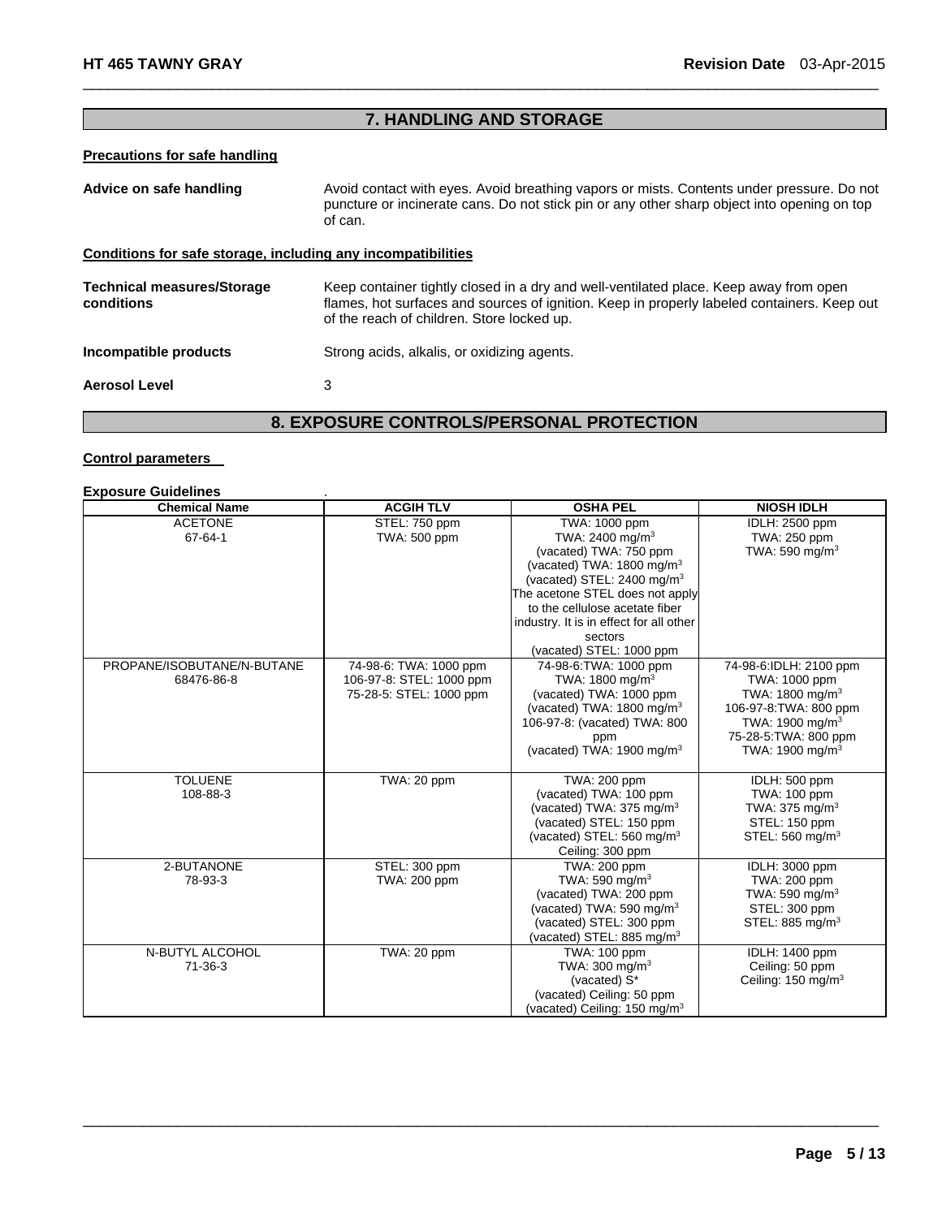## 7. HANDLING AND STORAGE

### Precautions for safe handling

**Advice on safe handling**

Avoid contact with eyes. Avoid breathing vapors or mists. Contents under pressure. Do not puncture or incinerate cans. Do not stick pin or any other sharp object into opening on top of can.

### Conditions for safe storage, including any incompatibilities

**Technical measures/Storage conditions**

Keep container tightly closed in a dry and well-ventilated place. Keep away from open flames, hot surfaces and sources of ignition. Keep in properly labeled containers. Keep out of the reach of children. Store locked up.

**Incompatible products**

Strong acids, alkalis, or oxidizing agents.

**Aerosol Level**

3

## 8. EXPOSURE CONTROLS/PERSONAL PROTECTION

### Control parameters

**Exposure Guidelines** .

| Chemical Name | ACGIH TLV | OSHA PEL | NIOSH IDLH |
|---|---|---|---|
| ACETONE<br>67-64-1 | STEL: 750 ppm<br>TWA: 500 ppm | TWA: 1000 ppm<br>TWA: 2400 mg/m$^3$<br>(vacated) TWA: 750 ppm<br>(vacated) TWA: 1800 mg/m$^3$<br>(vacated) STEL: 2400 mg/m$^3$<br>The acetone STEL does not apply to the cellulose acetate fiber industry. It is in effect for all other sectors<br>(vacated) STEL: 1000 ppm | IDLH: 2500 ppm<br>TWA: 250 ppm<br>TWA: 590 mg/m$^3$ |
| PROPANE/ISOBUTANE/N-BUTANE<br>68476-86-8 | 74-98-6: TWA: 1000 ppm<br>106-97-8: STEL: 1000 ppm<br>75-28-5: STEL: 1000 ppm | 74-98-6:TWA: 1000 ppm<br>TWA: 1800 mg/m$^3$<br>(vacated) TWA: 1000 ppm<br>(vacated) TWA: 1800 mg/m$^3$<br>106-97-8: (vacated) TWA: 800 ppm<br>(vacated) TWA: 1900 mg/m$^3$ | 74-98-6:IDLH: 2100 ppm<br>TWA: 1000 ppm<br>TWA: 1800 mg/m$^3$<br>106-97-8:TWA: 800 ppm<br>TWA: 1900 mg/m$^3$<br>75-28-5:TWA: 800 ppm<br>TWA: 1900 mg/m$^3$ |
| TOLUENE<br>108-88-3 | TWA: 20 ppm | TWA: 200 ppm<br>(vacated) TWA: 100 ppm<br>(vacated) TWA: 375 mg/m$^3$<br>(vacated) STEL: 150 ppm<br>(vacated) STEL: 560 mg/m$^3$<br>Ceiling: 300 ppm | IDLH: 500 ppm<br>TWA: 100 ppm<br>TWA: 375 mg/m$^3$<br>STEL: 150 ppm<br>STEL: 560 mg/m$^3$ |
| 2-BUTANONE<br>78-93-3 | STEL: 300 ppm<br>TWA: 200 ppm | TWA: 200 ppm<br>TWA: 590 mg/m$^3$<br>(vacated) TWA: 200 ppm<br>(vacated) TWA: 590 mg/m$^3$<br>(vacated) STEL: 300 ppm<br>(vacated) STEL: 885 mg/m$^3$ | IDLH: 3000 ppm<br>TWA: 200 ppm<br>TWA: 590 mg/m$^3$<br>STEL: 300 ppm<br>STEL: 885 mg/m$^3$ |
| N-BUTYL ALCOHOL<br>71-36-3 | TWA: 20 ppm | TWA: 100 ppm<br>TWA: 300 mg/m$^3$<br>(vacated) S*<br>(vacated) Ceiling: 50 ppm<br>(vacated) Ceiling: 150 mg/m$^3$ | IDLH: 1400 ppm<br>Ceiling: 50 ppm<br>Ceiling: 150 mg/m$^3$ |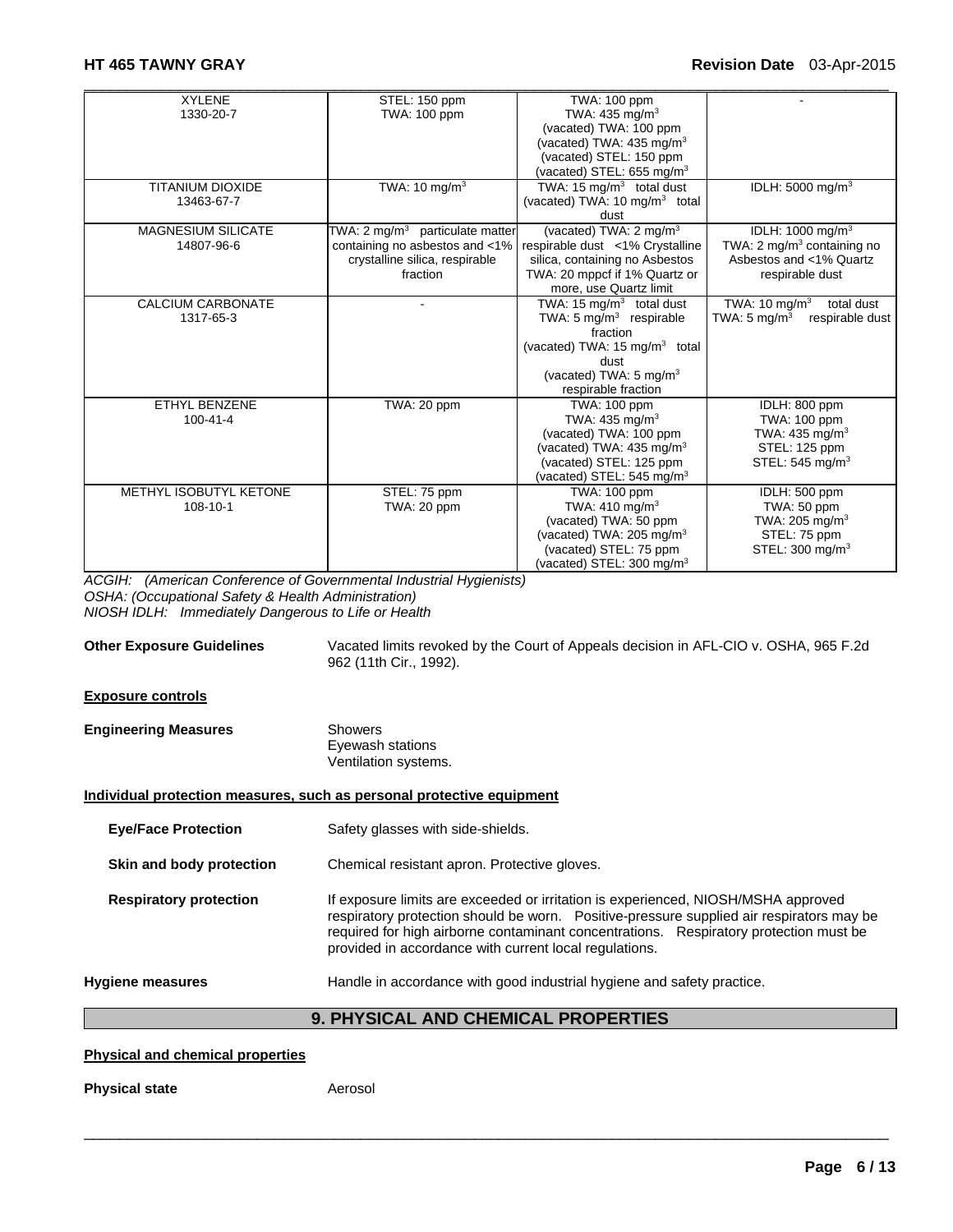| | | | |
|---|---|---|---|
| XYLENE<br>1330-20-7 | STEL: 150 ppm<br>TWA: 100 ppm | TWA: 100 ppm<br>TWA: 435 mg/m$^3$<br>(vacated) TWA: 100 ppm<br>(vacated) TWA: 435 mg/m$^3$<br>(vacated) STEL: 150 ppm<br>(vacated) STEL: 655 mg/m$^3$ | - |
| TITANIUM DIOXIDE<br>13463-67-7 | TWA: 10 mg/m$^3$ | TWA: 15 mg/m$^3$ total dust<br>(vacated) TWA: 10 mg/m$^3$ total dust | IDLH: 5000 mg/m$^3$ |
| MAGNESIUM SILICATE<br>14807-96-6 | TWA: 2 mg/m$^3$ particulate matter containing no asbestos and <1% crystalline silica, respirable fraction | (vacated) TWA: 2 mg/m$^3$ respirable dust <1% Crystalline silica, containing no Asbestos<br>TWA: 20 mppcf if 1% Quartz or more, use Quartz limit | IDLH: 1000 mg/m$^3$<br>TWA: 2 mg/m$^3$ containing no Asbestos and <1% Quartz respirable dust |
| CALCIUM CARBONATE<br>1317-65-3 | - | TWA: 15 mg/m$^3$ total dust<br>TWA: 5 mg/m$^3$ respirable fraction<br>(vacated) TWA: 15 mg/m$^3$ total dust<br>(vacated) TWA: 5 mg/m$^3$ respirable fraction | TWA: 10 mg/m$^3$ total dust<br>TWA: 5 mg/m$^3$ respirable dust |
| ETHYL BENZENE<br>100-41-4 | TWA: 20 ppm | TWA: 100 ppm<br>TWA: 435 mg/m$^3$<br>(vacated) TWA: 100 ppm<br>(vacated) TWA: 435 mg/m$^3$<br>(vacated) STEL: 125 ppm<br>(vacated) STEL: 545 mg/m$^3$ | IDLH: 800 ppm<br>TWA: 100 ppm<br>TWA: 435 mg/m$^3$<br>STEL: 125 ppm<br>STEL: 545 mg/m$^3$ |
| METHYL ISOBUTYL KETONE<br>108-10-1 | STEL: 75 ppm<br>TWA: 20 ppm | TWA: 100 ppm<br>TWA: 410 mg/m$^3$<br>(vacated) TWA: 50 ppm<br>(vacated) TWA: 205 mg/m$^3$<br>(vacated) STEL: 75 ppm<br>(vacated) STEL: 300 mg/m$^3$ | IDLH: 500 ppm<br>TWA: 50 ppm<br>TWA: 205 mg/m$^3$<br>STEL: 75 ppm<br>STEL: 300 mg/m$^3$ |

*ACGIH: (American Conference of Governmental Industrial Hygienists)*
*OSHA: (Occupational Safety & Health Administration)*
*NIOSH IDLH: Immediately Dangerous to Life or Health*

**Other Exposure Guidelines** Vacated limits revoked by the Court of Appeals decision in AFL-CIO v. OSHA, 965 F.2d 962 (11th Cir., 1992).

**Exposure controls**

**Engineering Measures** Showers
Eyewash stations
Ventilation systems.

**Individual protection measures, such as personal protective equipment**

**Eye/Face Protection** Safety glasses with side-shields.

**Skin and body protection** Chemical resistant apron. Protective gloves.

**Respiratory protection** If exposure limits are exceeded or irritation is experienced, NIOSH/MSHA approved respiratory protection should be worn. Positive-pressure supplied air respirators may be required for high airborne contaminant concentrations. Respiratory protection must be provided in accordance with current local regulations.

**Hygiene measures** Handle in accordance with good industrial hygiene and safety practice.

## 9. PHYSICAL AND CHEMICAL PROPERTIES

**Physical and chemical properties**

**Physical state** Aerosol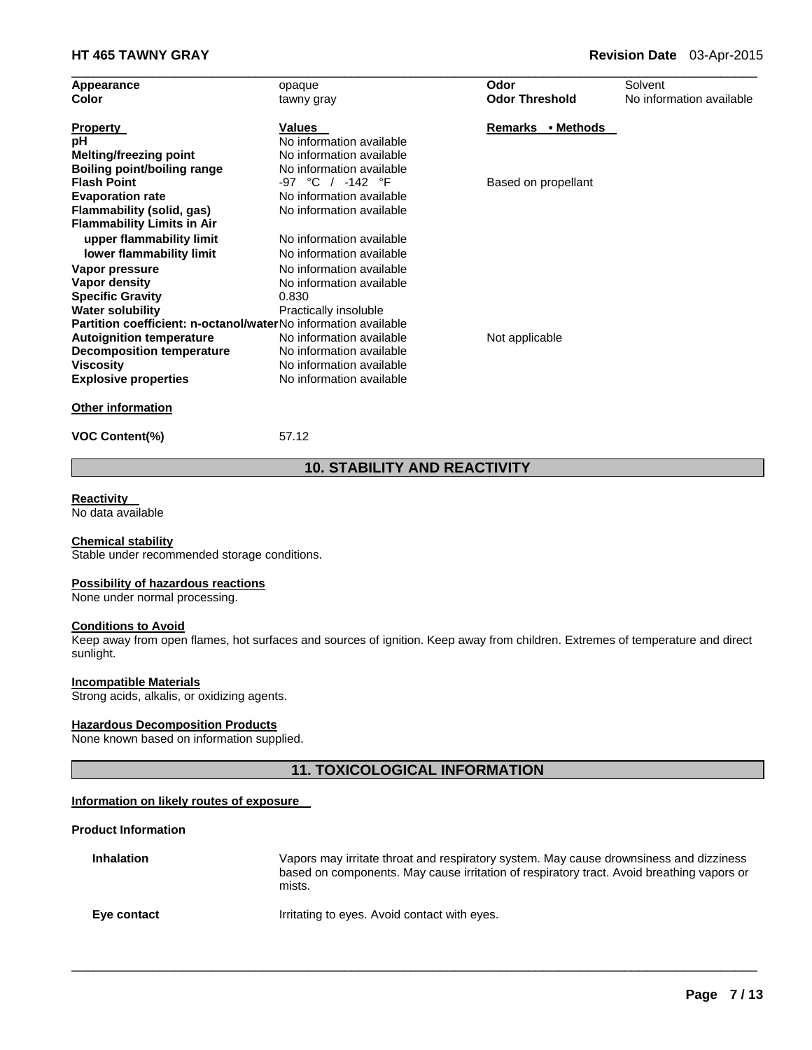| Appearance | opaque | Odor | Solvent |
|---|---|---|---|
| Color | tawny gray | Odor Threshold | No information available |

| Property | Values | Remarks • Methods |
|---|---|---|
| pH | No information available | |
| Melting/freezing point | No information available | |
| Boiling point/boiling range | No information available | |
| Flash Point | -97 °C / -142 °F | Based on propellant |
| Evaporation rate | No information available | |
| Flammability (solid, gas) | No information available | |
| Flammability Limits in Air | | |
| upper flammability limit | No information available | |
| lower flammability limit | No information available | |
| Vapor pressure | No information available | |
| Vapor density | No information available | |
| Specific Gravity | 0.830 | |
| Water solubility | Practically insoluble | |
| Partition coefficient: n-octanol/water | No information available | |
| Autoignition temperature | No information available | Not applicable |
| Decomposition temperature | No information available | |
| Viscosity | No information available | |
| Explosive properties | No information available | |

**Other information**

**VOC Content(%)** 57.12

## 10. STABILITY AND REACTIVITY

**Reactivity**

No data available

**Chemical stability**

Stable under recommended storage conditions.

**Possibility of hazardous reactions**

None under normal processing.

**Conditions to Avoid**

Keep away from open flames, hot surfaces and sources of ignition. Keep away from children. Extremes of temperature and direct sunlight.

**Incompatible Materials**

Strong acids, alkalis, or oxidizing agents.

**Hazardous Decomposition Products**

None known based on information supplied.

## 11. TOXICOLOGICAL INFORMATION

**Information on likely routes of exposure**

**Product Information**

| | |
|---|---|
| **Inhalation** | Vapors may irritate throat and respiratory system. May cause drownsiness and dizziness based on components. May cause irritation of respiratory tract. Avoid breathing vapors or mists. |
| **Eye contact** | Irritating to eyes. Avoid contact with eyes. |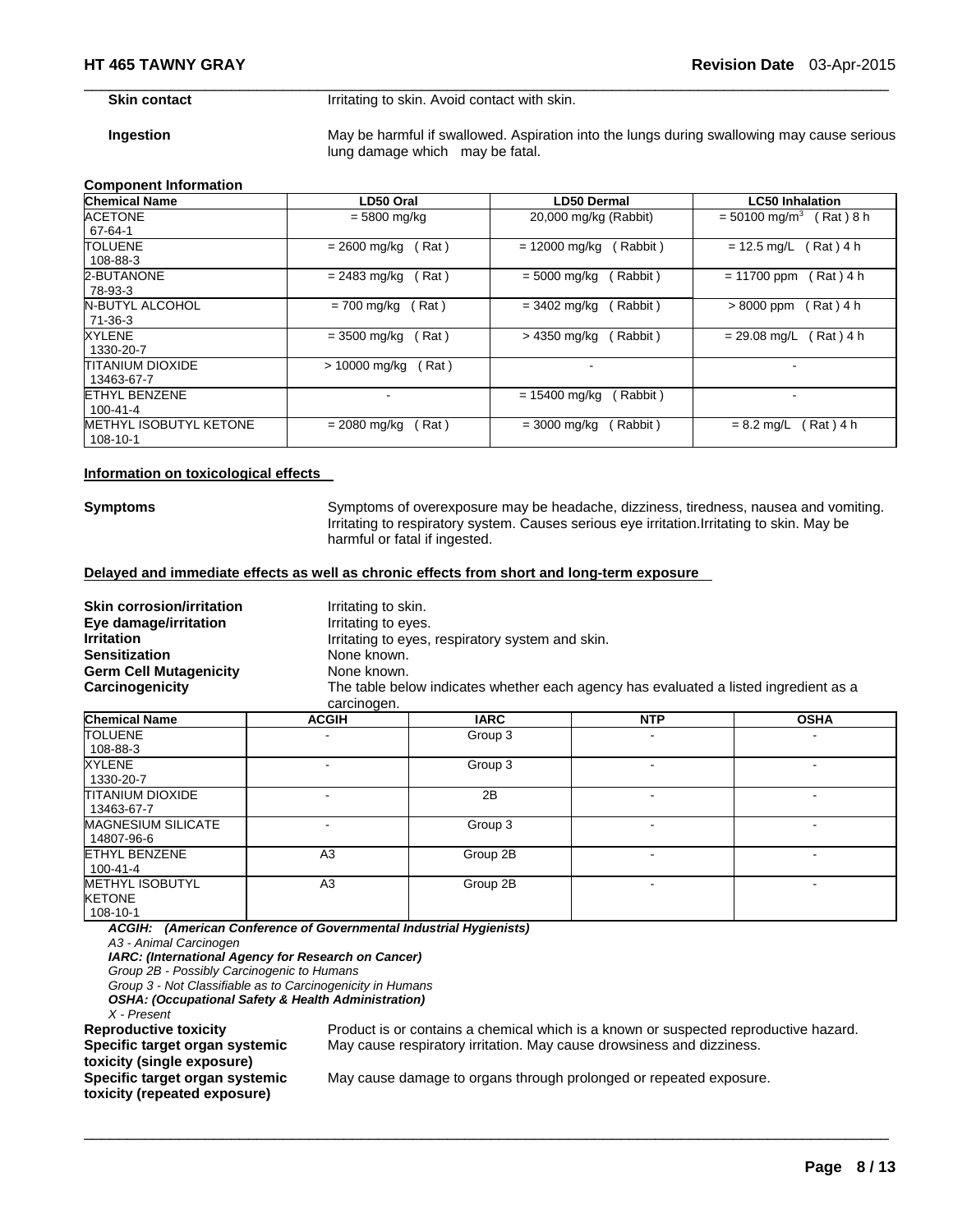**Skin contact** Irritating to skin. Avoid contact with skin.

**Ingestion** May be harmful if swallowed. Aspiration into the lungs during swallowing may cause serious lung damage which may be fatal.

**Component Information**

| Chemical Name | LD50 Oral | LD50 Dermal | LC50 Inhalation |
|---|---|---|---|
| ACETONE 67-64-1 | = 5800 mg/kg | 20,000 mg/kg (Rabbit) | = 50100 mg/m$^3$ ( Rat ) 8 h |
| TOLUENE 108-88-3 | = 2600 mg/kg ( Rat ) | = 12000 mg/kg ( Rabbit ) | = 12.5 mg/L ( Rat ) 4 h |
| 2-BUTANONE 78-93-3 | = 2483 mg/kg ( Rat ) | = 5000 mg/kg ( Rabbit ) | = 11700 ppm ( Rat ) 4 h |
| N-BUTYL ALCOHOL 71-36-3 | = 700 mg/kg ( Rat ) | = 3402 mg/kg ( Rabbit ) | > 8000 ppm ( Rat ) 4 h |
| XYLENE 1330-20-7 | = 3500 mg/kg ( Rat ) | > 4350 mg/kg ( Rabbit ) | = 29.08 mg/L ( Rat ) 4 h |
| TITANIUM DIOXIDE 13463-67-7 | > 10000 mg/kg ( Rat ) | - | - |
| ETHYL BENZENE 100-41-4 | - | = 15400 mg/kg ( Rabbit ) | - |
| METHYL ISOBUTYL KETONE 108-10-1 | = 2080 mg/kg ( Rat ) | = 3000 mg/kg ( Rabbit ) | = 8.2 mg/L ( Rat ) 4 h |

**Information on toxicological effects**

**Symptoms** Symptoms of overexposure may be headache, dizziness, tiredness, nausea and vomiting. Irritating to respiratory system. Causes serious eye irritation.Irritating to skin. May be harmful or fatal if ingested.

**Delayed and immediate effects as well as chronic effects from short and long-term exposure**

**Skin corrosion/irritation** Irritating to skin.
**Eye damage/irritation** Irritating to eyes.
**Irritation** Irritating to eyes, respiratory system and skin.
**Sensitization** None known.
**Germ Cell Mutagenicity** None known.
**Carcinogenicity** The table below indicates whether each agency has evaluated a listed ingredient as a carcinogen.

| Chemical Name | ACGIH | IARC | NTP | OSHA |
|---|---|---|---|---|
| TOLUENE 108-88-3 | - | Group 3 | - | - |
| XYLENE 1330-20-7 | - | Group 3 | - | - |
| TITANIUM DIOXIDE 13463-67-7 | - | 2B | - | - |
| MAGNESIUM SILICATE 14807-96-6 | - | Group 3 | - | - |
| ETHYL BENZENE 100-41-4 | A3 | Group 2B | - | - |
| METHYL ISOBUTYL KETONE 108-10-1 | A3 | Group 2B | - | - |

***ACGIH: (American Conference of Governmental Industrial Hygienists)***
*A3 - Animal Carcinogen*
***IARC: (International Agency for Research on Cancer)***
*Group 2B - Possibly Carcinogenic to Humans*
*Group 3 - Not Classifiable as to Carcinogenicity in Humans*
***OSHA: (Occupational Safety & Health Administration)***
*X - Present*

**Reproductive toxicity** Product is or contains a chemical which is a known or suspected reproductive hazard.
**Specific target organ systemic toxicity (single exposure)** May cause respiratory irritation. May cause drowsiness and dizziness.
**Specific target organ systemic toxicity (repeated exposure)** May cause damage to organs through prolonged or repeated exposure.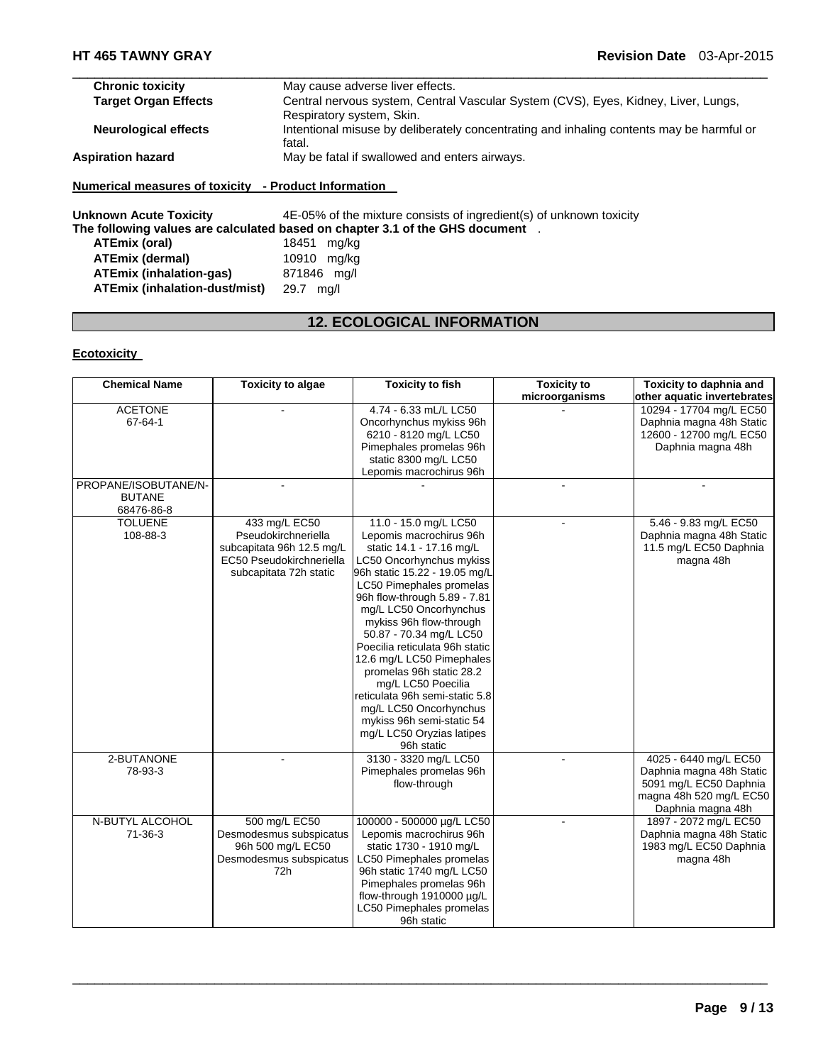| | |
|---|---|
| **Chronic toxicity** | May cause adverse liver effects. |
| **Target Organ Effects** | Central nervous system, Central Vascular System (CVS), Eyes, Kidney, Liver, Lungs, Respiratory system, Skin. |
| **Neurological effects** | Intentional misuse by deliberately concentrating and inhaling contents may be harmful or fatal. |
| **Aspiration hazard** | May be fatal if swallowed and enters airways. |

**Numerical measures of toxicity - Product Information**

**Unknown Acute Toxicity** 4E-05% of the mixture consists of ingredient(s) of unknown toxicity

**The following values are calculated based on chapter 3.1 of the GHS document** .

| | |
|---|---|
| **ATEmix (oral)** | 18451 mg/kg |
| **ATEmix (dermal)** | 10910 mg/kg |
| **ATEmix (inhalation-gas)** | 871846 mg/l |
| **ATEmix (inhalation-dust/mist)** | 29.7 mg/l |

## 12. ECOLOGICAL INFORMATION

**Ecotoxicity**

| Chemical Name | Toxicity to algae | Toxicity to fish | Toxicity to microorganisms | Toxicity to daphnia and other aquatic invertebrates |
|---|---|---|---|---|
| ACETONE 67-64-1 | - | 4.74 - 6.33 mL/L LC50 Oncorhynchus mykiss 96h 6210 - 8120 mg/L LC50 Pimephales promelas 96h static 8300 mg/L LC50 Lepomis macrochirus 96h | - | 10294 - 17704 mg/L EC50 Daphnia magna 48h Static 12600 - 12700 mg/L EC50 Daphnia magna 48h |
| PROPANE/ISOBUTANE/N-BUTANE 68476-86-8 | - | - | - | - |
| TOLUENE 108-88-3 | 433 mg/L EC50 Pseudokirchneriella subcapitata 96h 12.5 mg/L EC50 Pseudokirchneriella subcapitata 72h static | 11.0 - 15.0 mg/L LC50 Lepomis macrochirus 96h static 14.1 - 17.16 mg/L LC50 Oncorhynchus mykiss 96h static 15.22 - 19.05 mg/L LC50 Pimephales promelas 96h flow-through 5.89 - 7.81 mg/L LC50 Oncorhynchus mykiss 96h flow-through 50.87 - 70.34 mg/L LC50 Poecilia reticulata 96h static 12.6 mg/L LC50 Pimephales promelas 96h static 28.2 mg/L LC50 Poecilia reticulata 96h semi-static 5.8 mg/L LC50 Oncorhynchus mykiss 96h semi-static 54 mg/L LC50 Oryzias latipes 96h static | - | 5.46 - 9.83 mg/L EC50 Daphnia magna 48h Static 11.5 mg/L EC50 Daphnia magna 48h |
| 2-BUTANONE 78-93-3 | - | 3130 - 3320 mg/L LC50 Pimephales promelas 96h flow-through | - | 4025 - 6440 mg/L EC50 Daphnia magna 48h Static 5091 mg/L EC50 Daphnia magna 48h 520 mg/L EC50 Daphnia magna 48h |
| N-BUTYL ALCOHOL 71-36-3 | 500 mg/L EC50 Desmodesmus subspicatus 96h 500 mg/L EC50 Desmodesmus subspicatus 72h | 100000 - 500000 µg/L LC50 Lepomis macrochirus 96h static 1730 - 1910 mg/L LC50 Pimephales promelas 96h static 1740 mg/L LC50 Pimephales promelas 96h flow-through 1910000 µg/L LC50 Pimephales promelas 96h static | - | 1897 - 2072 mg/L EC50 Daphnia magna 48h Static 1983 mg/L EC50 Daphnia magna 48h |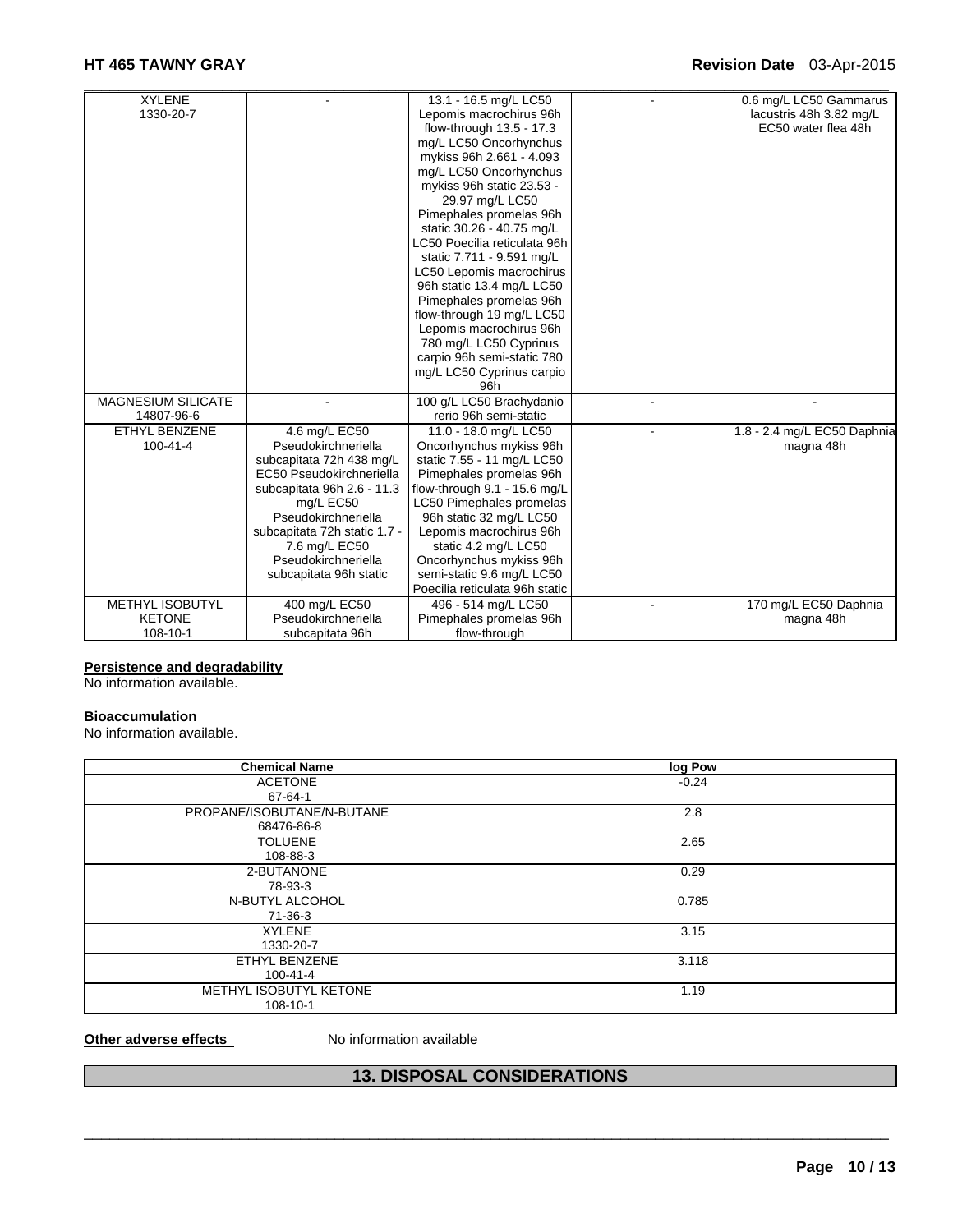| | | | | |
|---|---|---|---|---|
| XYLENE 1330-20-7 | - | 13.1 - 16.5 mg/L LC50 Lepomis macrochirus 96h flow-through 13.5 - 17.3 mg/L LC50 Oncorhynchus mykiss 96h 2.661 - 4.093 mg/L LC50 Oncorhynchus mykiss 96h static 23.53 - 29.97 mg/L LC50 Pimephales promelas 96h static 30.26 - 40.75 mg/L LC50 Poecilia reticulata 96h static 7.711 - 9.591 mg/L LC50 Lepomis macrochirus 96h static 13.4 mg/L LC50 Pimephales promelas 96h flow-through 19 mg/L LC50 Lepomis macrochirus 96h 780 mg/L LC50 Cyprinus carpio 96h semi-static 780 mg/L LC50 Cyprinus carpio 96h | - | 0.6 mg/L LC50 Gammarus lacustris 48h 3.82 mg/L EC50 water flea 48h |
| MAGNESIUM SILICATE 14807-96-6 | - | 100 g/L LC50 Brachydanio rerio 96h semi-static | - | - |
| ETHYL BENZENE 100-41-4 | 4.6 mg/L EC50 Pseudokirchneriella subcapitata 72h 438 mg/L EC50 Pseudokirchneriella subcapitata 96h 2.6 - 11.3 mg/L EC50 Pseudokirchneriella subcapitata 72h static 1.7 - 7.6 mg/L EC50 Pseudokirchneriella subcapitata 96h static | 11.0 - 18.0 mg/L LC50 Oncorhynchus mykiss 96h static 7.55 - 11 mg/L LC50 Pimephales promelas 96h flow-through 9.1 - 15.6 mg/L LC50 Pimephales promelas 96h static 32 mg/L LC50 Lepomis macrochirus 96h static 4.2 mg/L LC50 Oncorhynchus mykiss 96h semi-static 9.6 mg/L LC50 Poecilia reticulata 96h static | - | 1.8 - 2.4 mg/L EC50 Daphnia magna 48h |
| METHYL ISOBUTYL KETONE 108-10-1 | 400 mg/L EC50 Pseudokirchneriella subcapitata 96h | 496 - 514 mg/L LC50 Pimephales promelas 96h flow-through | - | 170 mg/L EC50 Daphnia magna 48h |

**Persistence and degradability**

No information available.

**Bioaccumulation**

No information available.

| Chemical Name | log Pow |
|---|---|
| ACETONE 67-64-1 | -0.24 |
| PROPANE/ISOBUTANE/N-BUTANE 68476-86-8 | 2.8 |
| TOLUENE 108-88-3 | 2.65 |
| 2-BUTANONE 78-93-3 | 0.29 |
| N-BUTYL ALCOHOL 71-36-3 | 0.785 |
| XYLENE 1330-20-7 | 3.15 |
| ETHYL BENZENE 100-41-4 | 3.118 |
| METHYL ISOBUTYL KETONE 108-10-1 | 1.19 |

**Other adverse effects** No information available

## 13. DISPOSAL CONSIDERATIONS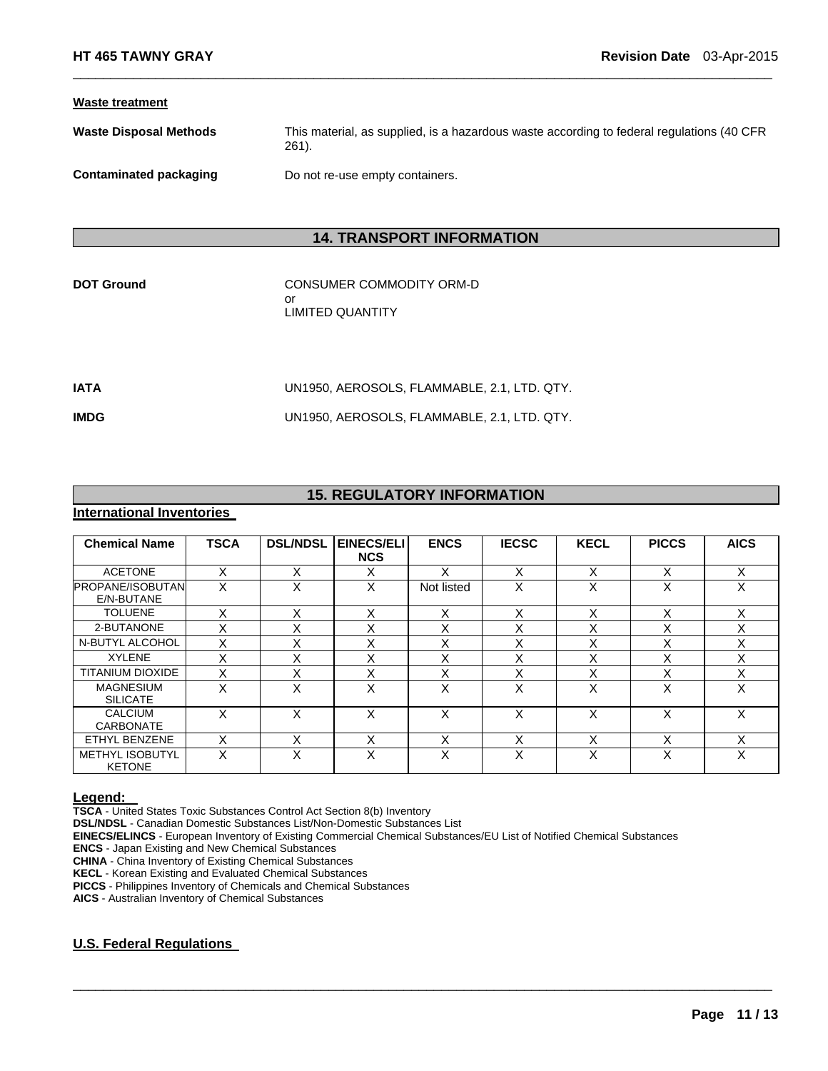**Waste treatment**

**Waste Disposal Methods** This material, as supplied, is a hazardous waste according to federal regulations (40 CFR 261).

**Contaminated packaging** Do not re-use empty containers.

## 14. TRANSPORT INFORMATION

**DOT Ground** CONSUMER COMMODITY ORM-D
or
LIMITED QUANTITY

**IATA** UN1950, AEROSOLS, FLAMMABLE, 2.1, LTD. QTY.

**IMDG** UN1950, AEROSOLS, FLAMMABLE, 2.1, LTD. QTY.

## 15. REGULATORY INFORMATION

**International Inventories**

| Chemical Name | TSCA | DSL/NDSL | EINECS/ELINCS | ENCS | IECSC | KECL | PICCS | AICS |
|---|---|---|---|---|---|---|---|---|
| ACETONE | X | X | X | X | X | X | X | X |
| PROPANE/ISOBUTANE/N-BUTANE | X | X | X | Not listed | X | X | X | X |
| TOLUENE | X | X | X | X | X | X | X | X |
| 2-BUTANONE | X | X | X | X | X | X | X | X |
| N-BUTYL ALCOHOL | X | X | X | X | X | X | X | X |
| XYLENE | X | X | X | X | X | X | X | X |
| TITANIUM DIOXIDE | X | X | X | X | X | X | X | X |
| MAGNESIUM SILICATE | X | X | X | X | X | X | X | X |
| CALCIUM CARBONATE | X | X | X | X | X | X | X | X |
| ETHYL BENZENE | X | X | X | X | X | X | X | X |
| METHYL ISOBUTYL KETONE | X | X | X | X | X | X | X | X |

**Legend:**
**TSCA** - United States Toxic Substances Control Act Section 8(b) Inventory
**DSL/NDSL** - Canadian Domestic Substances List/Non-Domestic Substances List
**EINECS/ELINCS** - European Inventory of Existing Commercial Chemical Substances/EU List of Notified Chemical Substances
**ENCS** - Japan Existing and New Chemical Substances
**CHINA** - China Inventory of Existing Chemical Substances
**KECL** - Korean Existing and Evaluated Chemical Substances
**PICCS** - Philippines Inventory of Chemicals and Chemical Substances
**AICS** - Australian Inventory of Chemical Substances

**U.S. Federal Regulations**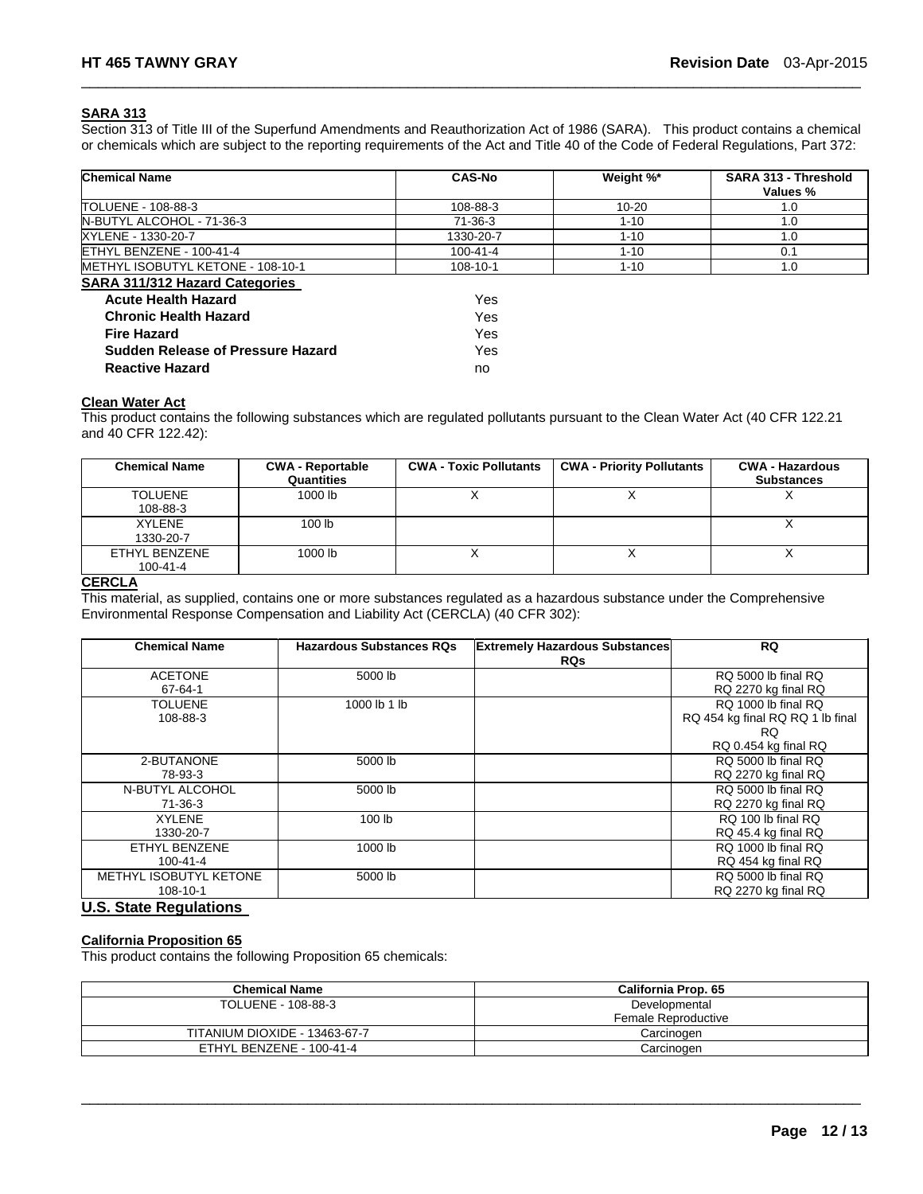## SARA 313

Section 313 of Title III of the Superfund Amendments and Reauthorization Act of 1986 (SARA). This product contains a chemical or chemicals which are subject to the reporting requirements of the Act and Title 40 of the Code of Federal Regulations, Part 372:

| Chemical Name | CAS-No | Weight %* | SARA 313 - Threshold Values % |
|---|---|---|---|
| TOLUENE - 108-88-3 | 108-88-3 | 10-20 | 1.0 |
| N-BUTYL ALCOHOL - 71-36-3 | 71-36-3 | 1-10 | 1.0 |
| XYLENE - 1330-20-7 | 1330-20-7 | 1-10 | 1.0 |
| ETHYL BENZENE - 100-41-4 | 100-41-4 | 1-10 | 0.1 |
| METHYL ISOBUTYL KETONE - 108-10-1 | 108-10-1 | 1-10 | 1.0 |

## SARA 311/312 Hazard Categories

| | |
|---|---|
| **Acute Health Hazard** | Yes |
| **Chronic Health Hazard** | Yes |
| **Fire Hazard** | Yes |
| **Sudden Release of Pressure Hazard** | Yes |
| **Reactive Hazard** | no |

## Clean Water Act

This product contains the following substances which are regulated pollutants pursuant to the Clean Water Act (40 CFR 122.21 and 40 CFR 122.42):

| Chemical Name | CWA - Reportable Quantities | CWA - Toxic Pollutants | CWA - Priority Pollutants | CWA - Hazardous Substances |
|---|---|---|---|---|
| TOLUENE 108-88-3 | 1000 lb | X | X | X |
| XYLENE 1330-20-7 | 100 lb | | | X |
| ETHYL BENZENE 100-41-4 | 1000 lb | X | X | X |

## CERCLA

This material, as supplied, contains one or more substances regulated as a hazardous substance under the Comprehensive Environmental Response Compensation and Liability Act (CERCLA) (40 CFR 302):

| Chemical Name | Hazardous Substances RQs | Extremely Hazardous Substances RQs | RQ |
|---|---|---|---|
| ACETONE 67-64-1 | 5000 lb | | RQ 5000 lb final RQ RQ 2270 kg final RQ |
| TOLUENE 108-88-3 | 1000 lb 1 lb | | RQ 1000 lb final RQ RQ 454 kg final RQ RQ 1 lb final RQ RQ 0.454 kg final RQ |
| 2-BUTANONE 78-93-3 | 5000 lb | | RQ 5000 lb final RQ RQ 2270 kg final RQ |
| N-BUTYL ALCOHOL 71-36-3 | 5000 lb | | RQ 5000 lb final RQ RQ 2270 kg final RQ |
| XYLENE 1330-20-7 | 100 lb | | RQ 100 lb final RQ RQ 45.4 kg final RQ |
| ETHYL BENZENE 100-41-4 | 1000 lb | | RQ 1000 lb final RQ RQ 454 kg final RQ |
| METHYL ISOBUTYL KETONE 108-10-1 | 5000 lb | | RQ 5000 lb final RQ RQ 2270 kg final RQ |

## U.S. State Regulations

### California Proposition 65

This product contains the following Proposition 65 chemicals:

| Chemical Name | California Prop. 65 |
|---|---|
| TOLUENE - 108-88-3 | Developmental Female Reproductive |
| TITANIUM DIOXIDE - 13463-67-7 | Carcinogen |
| ETHYL BENZENE - 100-41-4 | Carcinogen |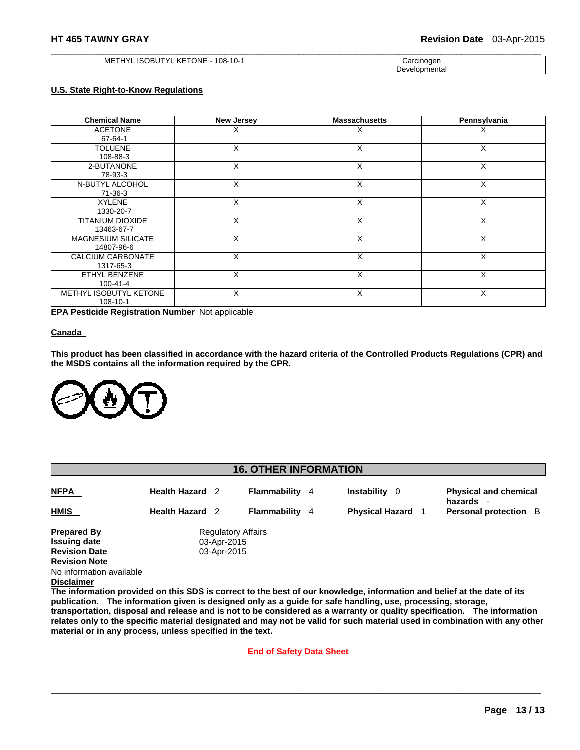| | |
|---|---|
| METHYL ISOBUTYL KETONE - 108-10-1 | Carcinogen<br>Developmental |

**U.S. State Right-to-Know Regulations**

| Chemical Name | New Jersey | Massachusetts | Pennsylvania |
|---|---|---|---|
| ACETONE<br>67-64-1 | X | X | X |
| TOLUENE<br>108-88-3 | X | X | X |
| 2-BUTANONE<br>78-93-3 | X | X | X |
| N-BUTYL ALCOHOL<br>71-36-3 | X | X | X |
| XYLENE<br>1330-20-7 | X | X | X |
| TITANIUM DIOXIDE<br>13463-67-7 | X | X | X |
| MAGNESIUM SILICATE<br>14807-96-6 | X | X | X |
| CALCIUM CARBONATE<br>1317-65-3 | X | X | X |
| ETHYL BENZENE<br>100-41-4 | X | X | X |
| METHYL ISOBUTYL KETONE<br>108-10-1 | X | X | X |

**EPA Pesticide Registration Number** Not applicable

**Canada**

**This product has been classified in accordance with the hazard criteria of the Controlled Products Regulations (CPR) and the MSDS contains all the information required by the CPR.**

## 16. OTHER INFORMATION

| | | | | |
|---|---|---|---|---|
| **NFPA** | **Health Hazard** 2 | **Flammability** 4 | **Instability** 0 | **Physical and chemical hazards** - |
| **HMIS** | **Health Hazard** 2 | **Flammability** 4 | **Physical Hazard** 1 | **Personal protection** B |

**Prepared By** Regulatory Affairs
**Issuing date** 03-Apr-2015
**Revision Date** 03-Apr-2015
**Revision Note**
No information available

**Disclaimer**

**The information provided on this SDS is correct to the best of our knowledge, information and belief at the date of its publication. The information given is designed only as a guide for safe handling, use, processing, storage, transportation, disposal and release and is not to be considered as a warranty or quality specification. The information relates only to the specific material designated and may not be valid for such material used in combination with any other material or in any process, unless specified in the text.**

**End of Safety Data Sheet**